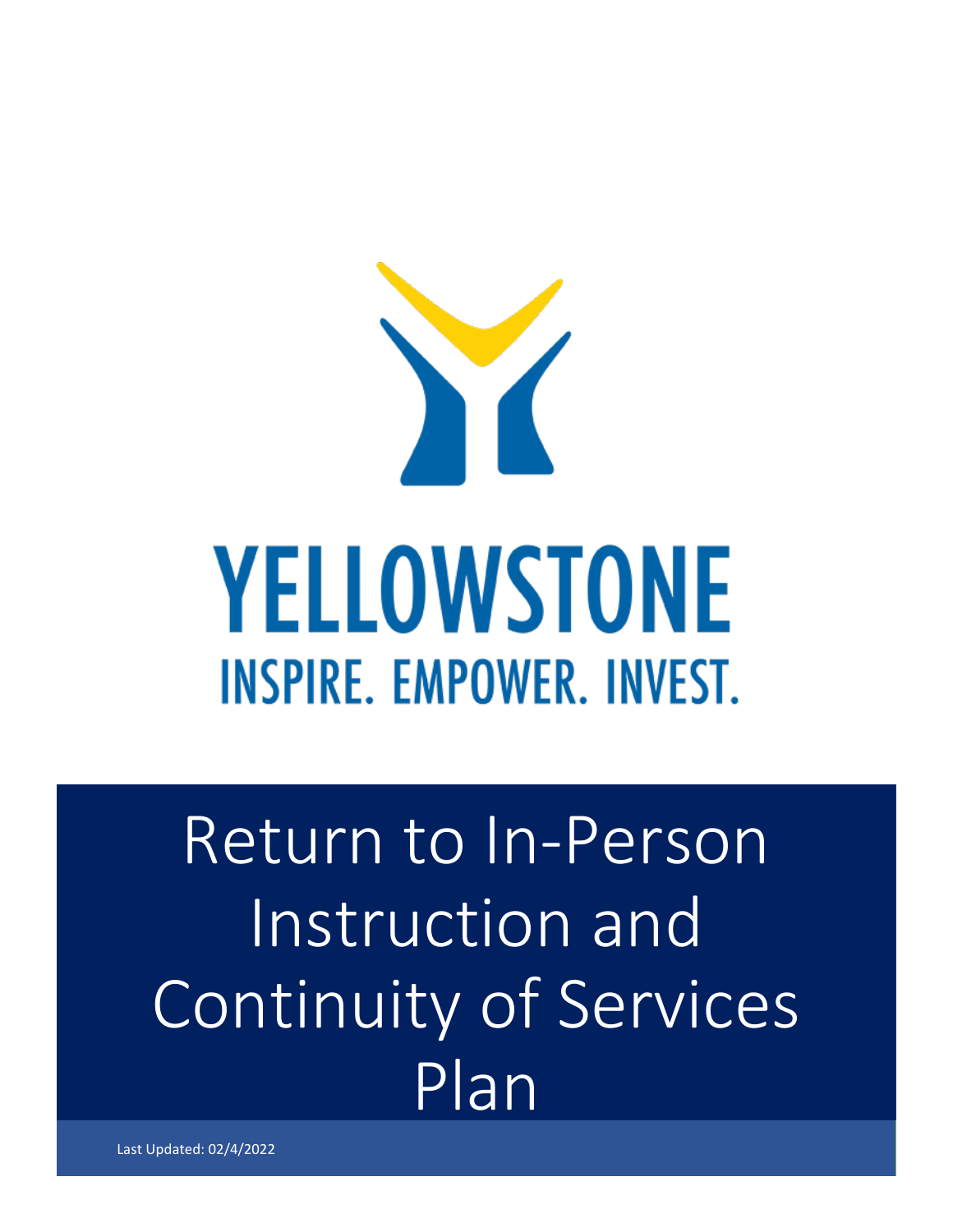YELLOWSTONE

INSPIRE. EMPOWER. INVEST.

# Return to In-Person Instruction and Continuity of Services Plan

Last Updated: 02/4/2022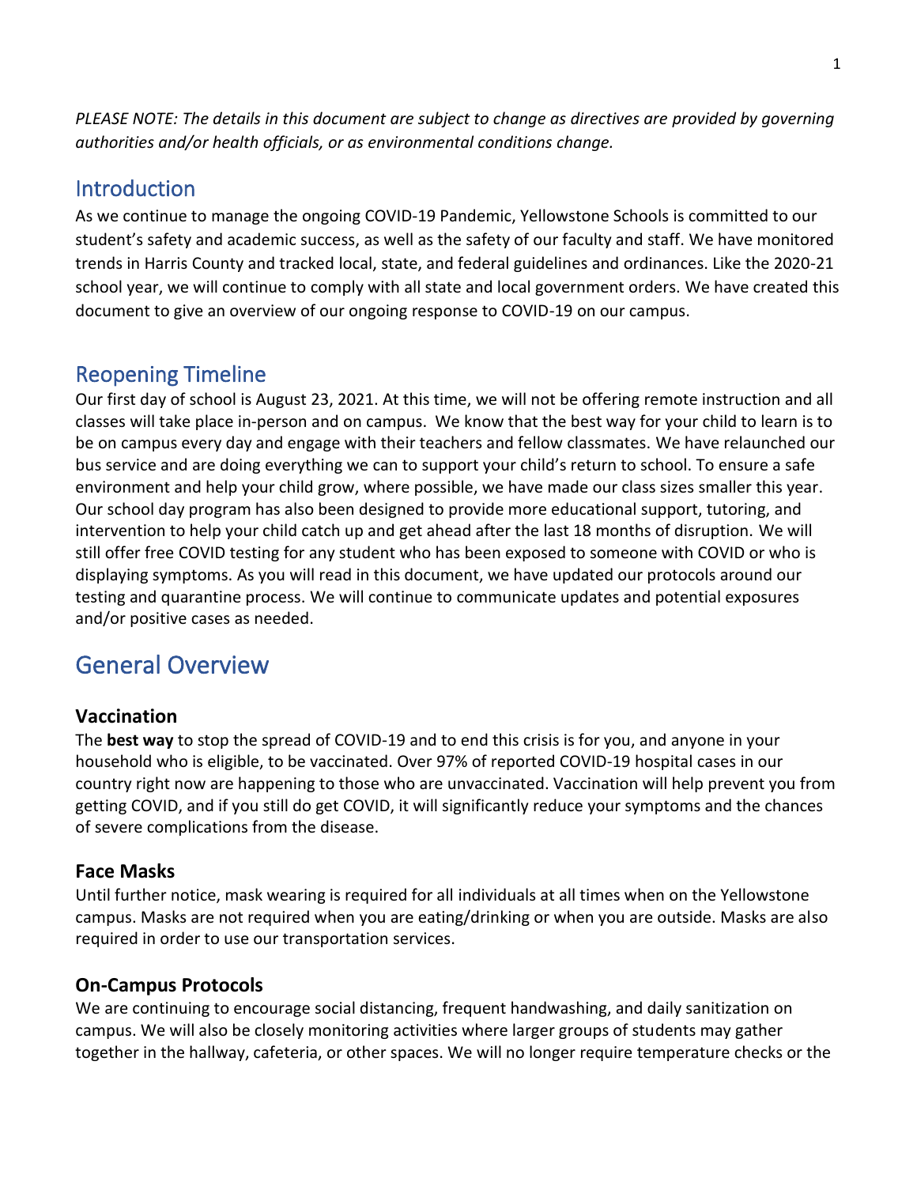*PLEASE NOTE: The details in this document are subject to change as directives are provided by governing authorities and/or health officials, or as environmental conditions change.*

## Introduction

As we continue to manage the ongoing COVID-19 Pandemic, Yellowstone Schools is committed to our student's safety and academic success, as well as the safety of our faculty and staff. We have monitored trends in Harris County and tracked local, state, and federal guidelines and ordinances. Like the 2020-21 school year, we will continue to comply with all state and local government orders. We have created this document to give an overview of our ongoing response to COVID-19 on our campus.

## Reopening Timeline

Our first day of school is August 23, 2021. At this time, we will not be offering remote instruction and all classes will take place in-person and on campus. We know that the best way for your child to learn is to be on campus every day and engage with their teachers and fellow classmates. We have relaunched our bus service and are doing everything we can to support your child's return to school. To ensure a safe environment and help your child grow, where possible, we have made our class sizes smaller this year. Our school day program has also been designed to provide more educational support, tutoring, and intervention to help your child catch up and get ahead after the last 18 months of disruption. We will still offer free COVID testing for any student who has been exposed to someone with COVID or who is displaying symptoms. As you will read in this document, we have updated our protocols around our testing and quarantine process. We will continue to communicate updates and potential exposures and/or positive cases as needed.

# General Overview

### Vaccination

The **best way** to stop the spread of COVID-19 and to end this crisis is for you, and anyone in your household who is eligible, to be vaccinated. Over 97% of reported COVID-19 hospital cases in our country right now are happening to those who are unvaccinated. Vaccination will help prevent you from getting COVID, and if you still do get COVID, it will significantly reduce your symptoms and the chances of severe complications from the disease.

### Face Masks

Until further notice, mask wearing is required for all individuals at all times when on the Yellowstone campus. Masks are not required when you are eating/drinking or when you are outside. Masks are also required in order to use our transportation services.

### On-Campus Protocols

We are continuing to encourage social distancing, frequent handwashing, and daily sanitization on campus. We will also be closely monitoring activities where larger groups of students may gather together in the hallway, cafeteria, or other spaces. We will no longer require temperature checks or the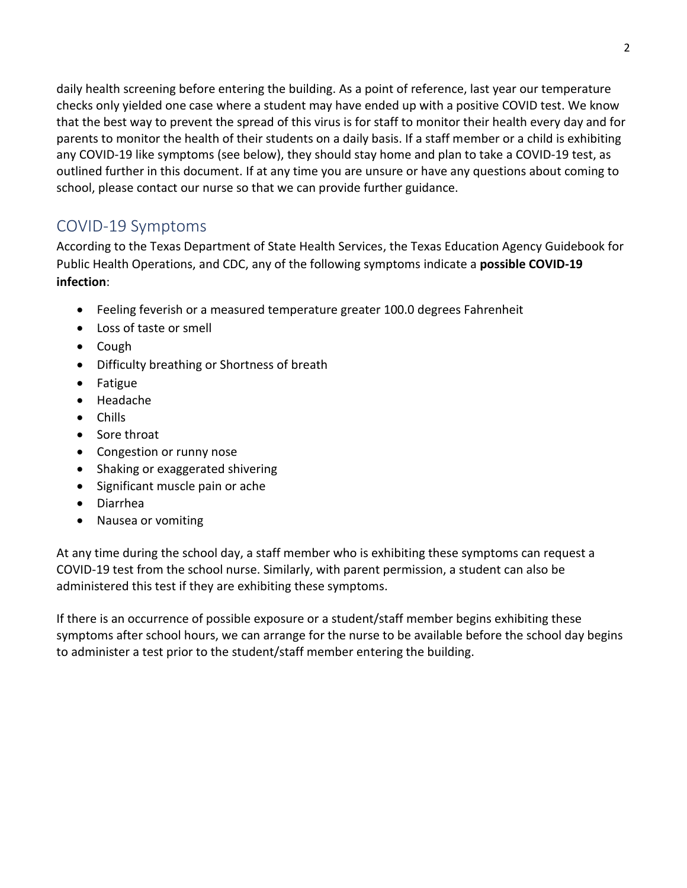daily health screening before entering the building. As a point of reference, last year our temperature checks only yielded one case where a student may have ended up with a positive COVID test. We know that the best way to prevent the spread of this virus is for staff to monitor their health every day and for parents to monitor the health of their students on a daily basis. If a staff member or a child is exhibiting any COVID-19 like symptoms (see below), they should stay home and plan to take a COVID-19 test, as outlined further in this document. If at any time you are unsure or have any questions about coming to school, please contact our nurse so that we can provide further guidance.

## COVID-19 Symptoms

According to the Texas Department of State Health Services, the Texas Education Agency Guidebook for Public Health Operations, and CDC, any of the following symptoms indicate a **possible COVID-19 infection**:

- Feeling feverish or a measured temperature greater 100.0 degrees Fahrenheit
- Loss of taste or smell
- Cough
- Difficulty breathing or Shortness of breath
- Fatigue
- Headache
- Chills
- Sore throat
- Congestion or runny nose
- Shaking or exaggerated shivering
- Significant muscle pain or ache
- Diarrhea
- Nausea or vomiting

At any time during the school day, a staff member who is exhibiting these symptoms can request a COVID-19 test from the school nurse. Similarly, with parent permission, a student can also be administered this test if they are exhibiting these symptoms.

If there is an occurrence of possible exposure or a student/staff member begins exhibiting these symptoms after school hours, we can arrange for the nurse to be available before the school day begins to administer a test prior to the student/staff member entering the building.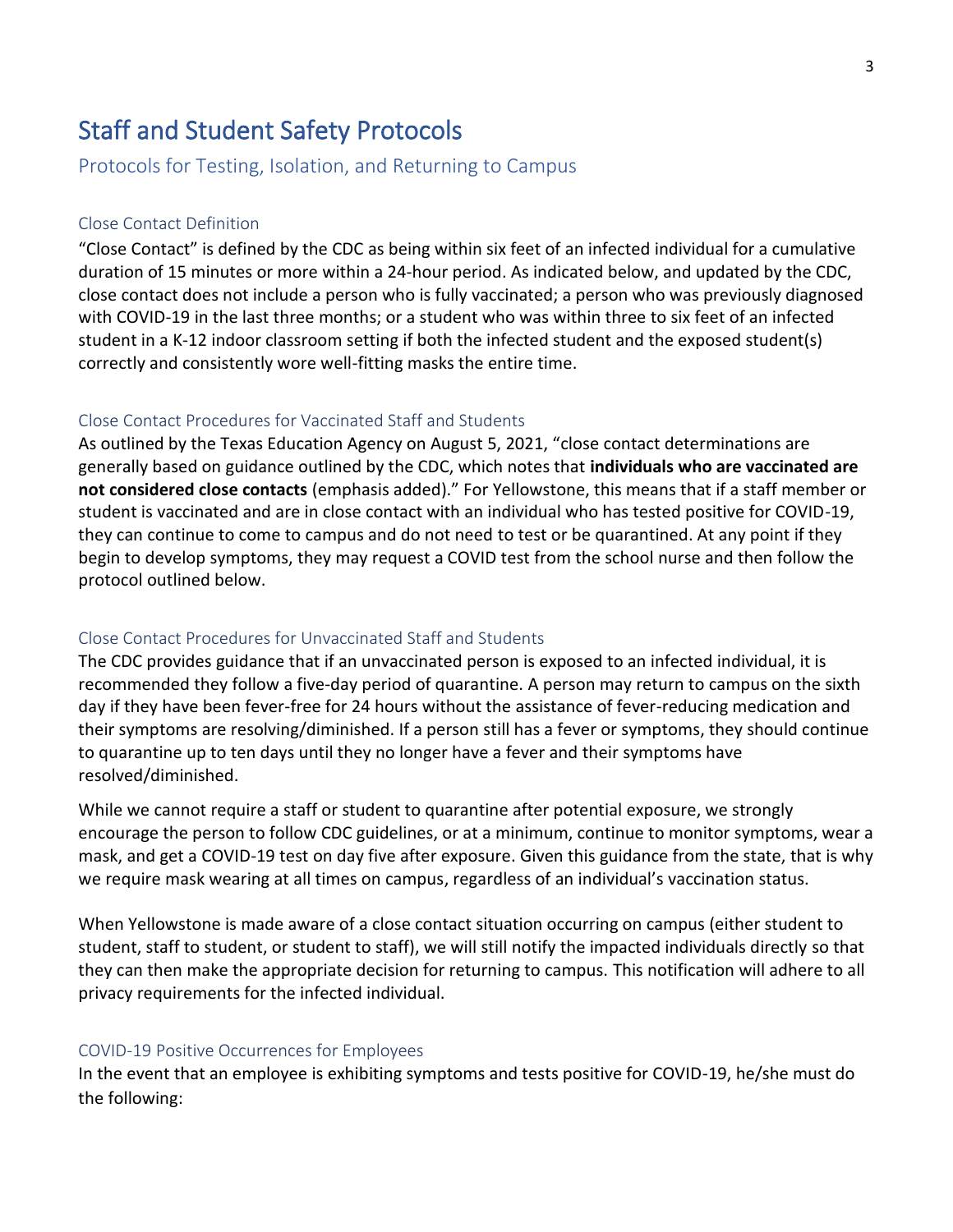# Staff and Student Safety Protocols

## Protocols for Testing, Isolation, and Returning to Campus

### Close Contact Definition

"Close Contact" is defined by the CDC as being within six feet of an infected individual for a cumulative duration of 15 minutes or more within a 24-hour period. As indicated below, and updated by the CDC, close contact does not include a person who is fully vaccinated; a person who was previously diagnosed with COVID-19 in the last three months; or a student who was within three to six feet of an infected student in a K-12 indoor classroom setting if both the infected student and the exposed student(s) correctly and consistently wore well-fitting masks the entire time.

### Close Contact Procedures for Vaccinated Staff and Students

As outlined by the Texas Education Agency on August 5, 2021, "close contact determinations are generally based on guidance outlined by the CDC, which notes that **individuals who are vaccinated are not considered close contacts** (emphasis added)." For Yellowstone, this means that if a staff member or student is vaccinated and are in close contact with an individual who has tested positive for COVID-19, they can continue to come to campus and do not need to test or be quarantined. At any point if they begin to develop symptoms, they may request a COVID test from the school nurse and then follow the protocol outlined below.

### Close Contact Procedures for Unvaccinated Staff and Students

The CDC provides guidance that if an unvaccinated person is exposed to an infected individual, it is recommended they follow a five-day period of quarantine. A person may return to campus on the sixth day if they have been fever-free for 24 hours without the assistance of fever-reducing medication and their symptoms are resolving/diminished. If a person still has a fever or symptoms, they should continue to quarantine up to ten days until they no longer have a fever and their symptoms have resolved/diminished.

While we cannot require a staff or student to quarantine after potential exposure, we strongly encourage the person to follow CDC guidelines, or at a minimum, continue to monitor symptoms, wear a mask, and get a COVID-19 test on day five after exposure. Given this guidance from the state, that is why we require mask wearing at all times on campus, regardless of an individual's vaccination status.

When Yellowstone is made aware of a close contact situation occurring on campus (either student to student, staff to student, or student to staff), we will still notify the impacted individuals directly so that they can then make the appropriate decision for returning to campus. This notification will adhere to all privacy requirements for the infected individual.

### COVID-19 Positive Occurrences for Employees

In the event that an employee is exhibiting symptoms and tests positive for COVID-19, he/she must do the following: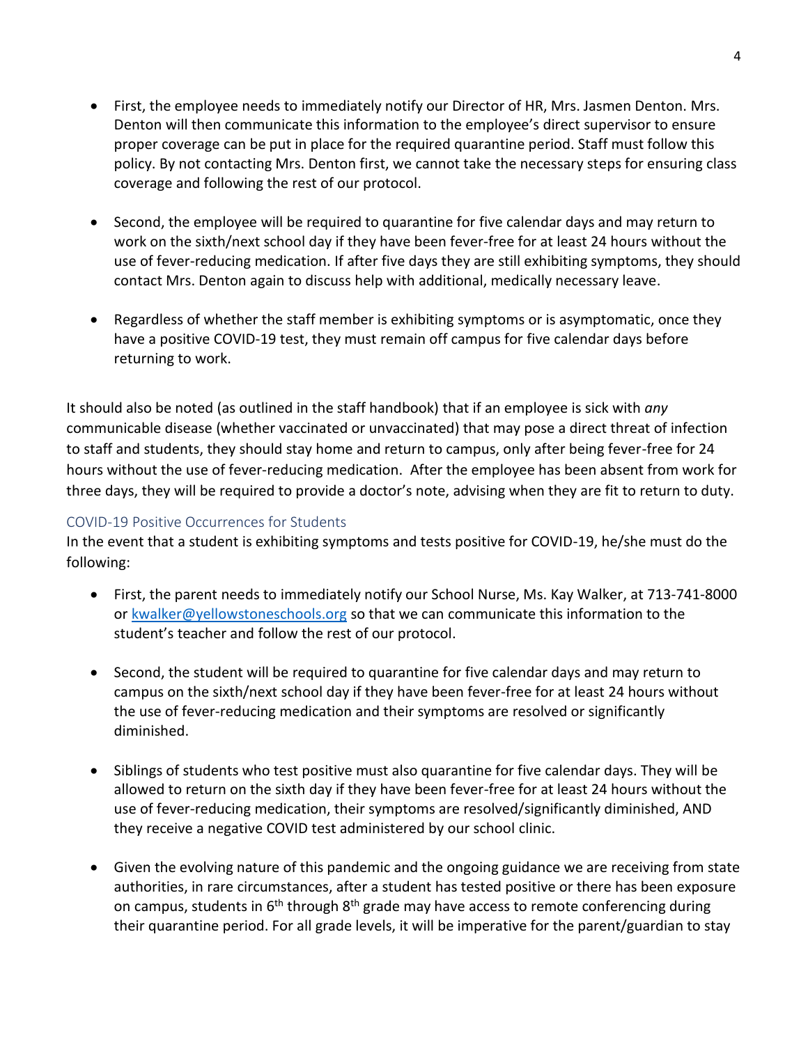- First, the employee needs to immediately notify our Director of HR, Mrs. Jasmen Denton. Mrs. Denton will then communicate this information to the employee's direct supervisor to ensure proper coverage can be put in place for the required quarantine period. Staff must follow this policy. By not contacting Mrs. Denton first, we cannot take the necessary steps for ensuring class coverage and following the rest of our protocol.

- Second, the employee will be required to quarantine for five calendar days and may return to work on the sixth/next school day if they have been fever-free for at least 24 hours without the use of fever-reducing medication. If after five days they are still exhibiting symptoms, they should contact Mrs. Denton again to discuss help with additional, medically necessary leave.

- Regardless of whether the staff member is exhibiting symptoms or is asymptomatic, once they have a positive COVID-19 test, they must remain off campus for five calendar days before returning to work.

It should also be noted (as outlined in the staff handbook) that if an employee is sick with *any* communicable disease (whether vaccinated or unvaccinated) that may pose a direct threat of infection to staff and students, they should stay home and return to campus, only after being fever-free for 24 hours without the use of fever-reducing medication. After the employee has been absent from work for three days, they will be required to provide a doctor's note, advising when they are fit to return to duty.

### COVID-19 Positive Occurrences for Students

In the event that a student is exhibiting symptoms and tests positive for COVID-19, he/she must do the following:

- First, the parent needs to immediately notify our School Nurse, Ms. Kay Walker, at 713-741-8000 or [kwalker@yellowstoneschools.org](mailto:kwalker@yellowstoneschools.org) so that we can communicate this information to the student's teacher and follow the rest of our protocol.

- Second, the student will be required to quarantine for five calendar days and may return to campus on the sixth/next school day if they have been fever-free for at least 24 hours without the use of fever-reducing medication and their symptoms are resolved or significantly diminished.

- Siblings of students who test positive must also quarantine for five calendar days. They will be allowed to return on the sixth day if they have been fever-free for at least 24 hours without the use of fever-reducing medication, their symptoms are resolved/significantly diminished, AND they receive a negative COVID test administered by our school clinic.

- Given the evolving nature of this pandemic and the ongoing guidance we are receiving from state authorities, in rare circumstances, after a student has tested positive or there has been exposure on campus, students in 6th through 8th grade may have access to remote conferencing during their quarantine period. For all grade levels, it will be imperative for the parent/guardian to stay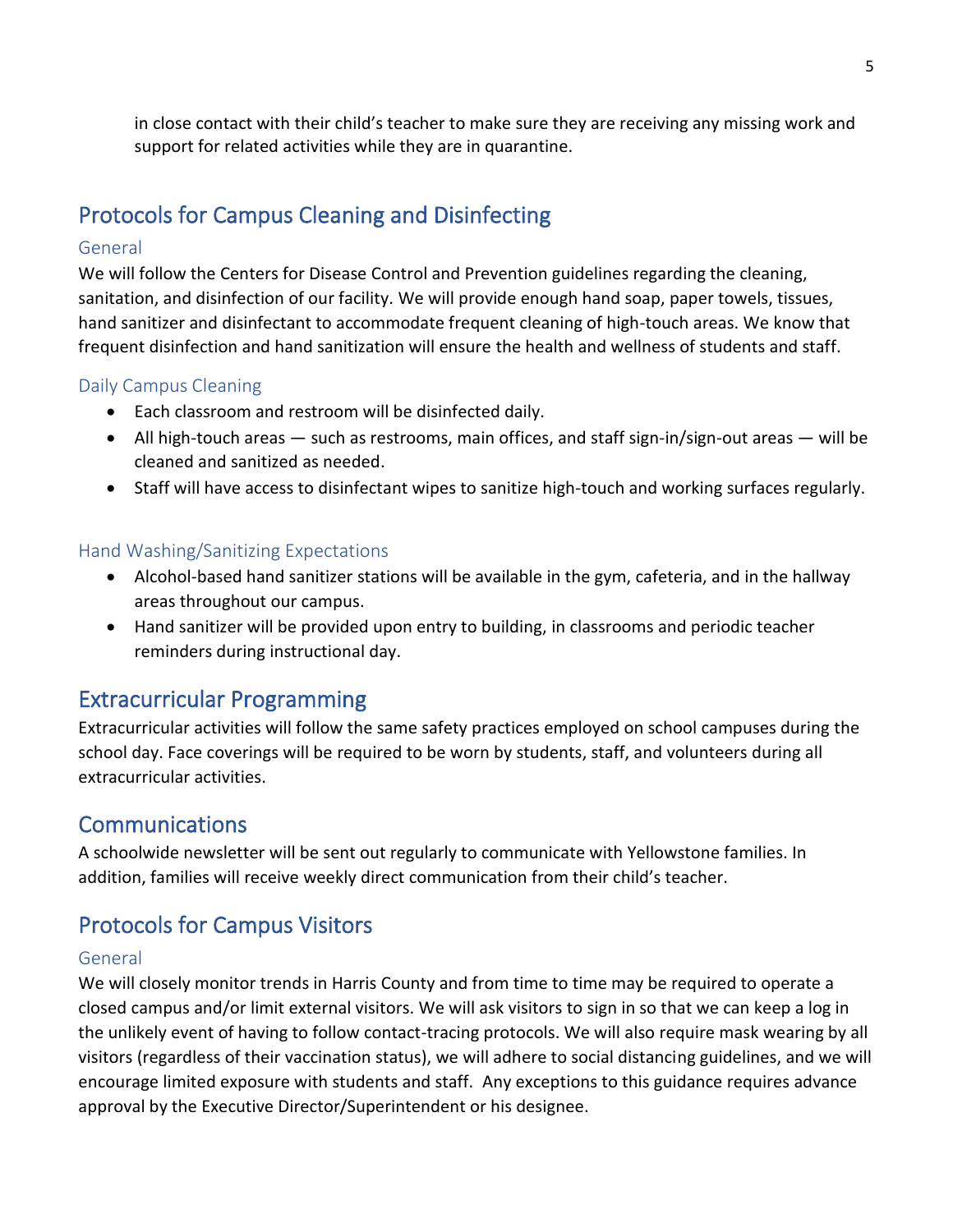in close contact with their child's teacher to make sure they are receiving any missing work and support for related activities while they are in quarantine.

## Protocols for Campus Cleaning and Disinfecting

### General

We will follow the Centers for Disease Control and Prevention guidelines regarding the cleaning, sanitation, and disinfection of our facility. We will provide enough hand soap, paper towels, tissues, hand sanitizer and disinfectant to accommodate frequent cleaning of high-touch areas. We know that frequent disinfection and hand sanitization will ensure the health and wellness of students and staff.

### Daily Campus Cleaning

- Each classroom and restroom will be disinfected daily.
- All high-touch areas — such as restrooms, main offices, and staff sign-in/sign-out areas — will be cleaned and sanitized as needed.
- Staff will have access to disinfectant wipes to sanitize high-touch and working surfaces regularly.

### Hand Washing/Sanitizing Expectations

- Alcohol-based hand sanitizer stations will be available in the gym, cafeteria, and in the hallway areas throughout our campus.
- Hand sanitizer will be provided upon entry to building, in classrooms and periodic teacher reminders during instructional day.

## Extracurricular Programming

Extracurricular activities will follow the same safety practices employed on school campuses during the school day. Face coverings will be required to be worn by students, staff, and volunteers during all extracurricular activities.

## Communications

A schoolwide newsletter will be sent out regularly to communicate with Yellowstone families. In addition, families will receive weekly direct communication from their child's teacher.

## Protocols for Campus Visitors

### General

We will closely monitor trends in Harris County and from time to time may be required to operate a closed campus and/or limit external visitors. We will ask visitors to sign in so that we can keep a log in the unlikely event of having to follow contact-tracing protocols. We will also require mask wearing by all visitors (regardless of their vaccination status), we will adhere to social distancing guidelines, and we will encourage limited exposure with students and staff. Any exceptions to this guidance requires advance approval by the Executive Director/Superintendent or his designee.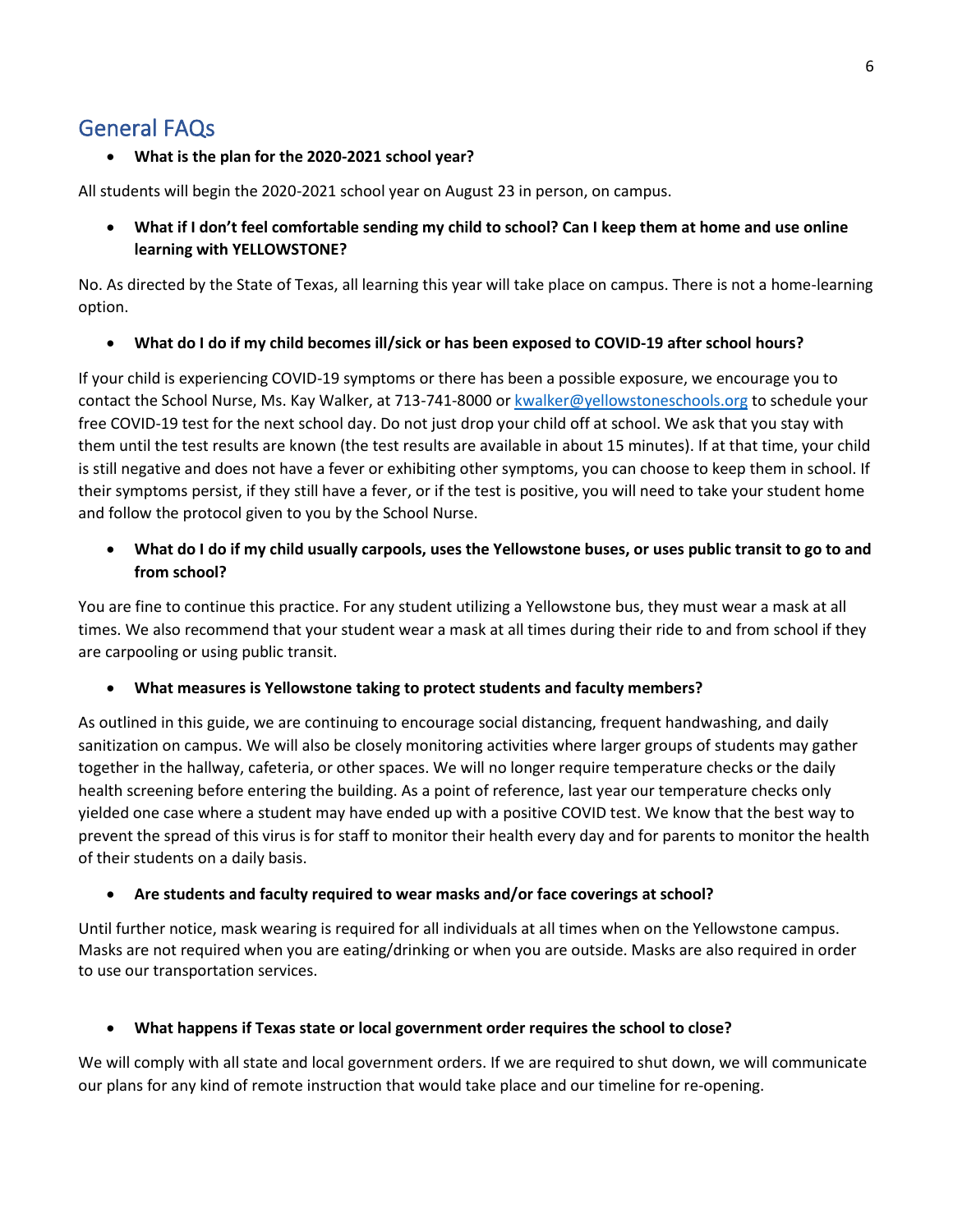## General FAQs

- **What is the plan for the 2020-2021 school year?**

All students will begin the 2020-2021 school year on August 23 in person, on campus.

- **What if I don't feel comfortable sending my child to school? Can I keep them at home and use online learning with YELLOWSTONE?**

No. As directed by the State of Texas, all learning this year will take place on campus. There is not a home-learning option.

- **What do I do if my child becomes ill/sick or has been exposed to COVID-19 after school hours?**

If your child is experiencing COVID-19 symptoms or there has been a possible exposure, we encourage you to contact the School Nurse, Ms. Kay Walker, at 713-741-8000 or [kwalker@yellowstoneschools.org](mailto:kwalker@yellowstoneschools.org) to schedule your free COVID-19 test for the next school day. Do not just drop your child off at school. We ask that you stay with them until the test results are known (the test results are available in about 15 minutes). If at that time, your child is still negative and does not have a fever or exhibiting other symptoms, you can choose to keep them in school. If their symptoms persist, if they still have a fever, or if the test is positive, you will need to take your student home and follow the protocol given to you by the School Nurse.

- **What do I do if my child usually carpools, uses the Yellowstone buses, or uses public transit to go to and from school?**

You are fine to continue this practice. For any student utilizing a Yellowstone bus, they must wear a mask at all times. We also recommend that your student wear a mask at all times during their ride to and from school if they are carpooling or using public transit.

- **What measures is Yellowstone taking to protect students and faculty members?**

As outlined in this guide, we are continuing to encourage social distancing, frequent handwashing, and daily sanitization on campus. We will also be closely monitoring activities where larger groups of students may gather together in the hallway, cafeteria, or other spaces. We will no longer require temperature checks or the daily health screening before entering the building. As a point of reference, last year our temperature checks only yielded one case where a student may have ended up with a positive COVID test. We know that the best way to prevent the spread of this virus is for staff to monitor their health every day and for parents to monitor the health of their students on a daily basis.

- **Are students and faculty required to wear masks and/or face coverings at school?**

Until further notice, mask wearing is required for all individuals at all times when on the Yellowstone campus. Masks are not required when you are eating/drinking or when you are outside. Masks are also required in order to use our transportation services.

- **What happens if Texas state or local government order requires the school to close?**

We will comply with all state and local government orders. If we are required to shut down, we will communicate our plans for any kind of remote instruction that would take place and our timeline for re-opening.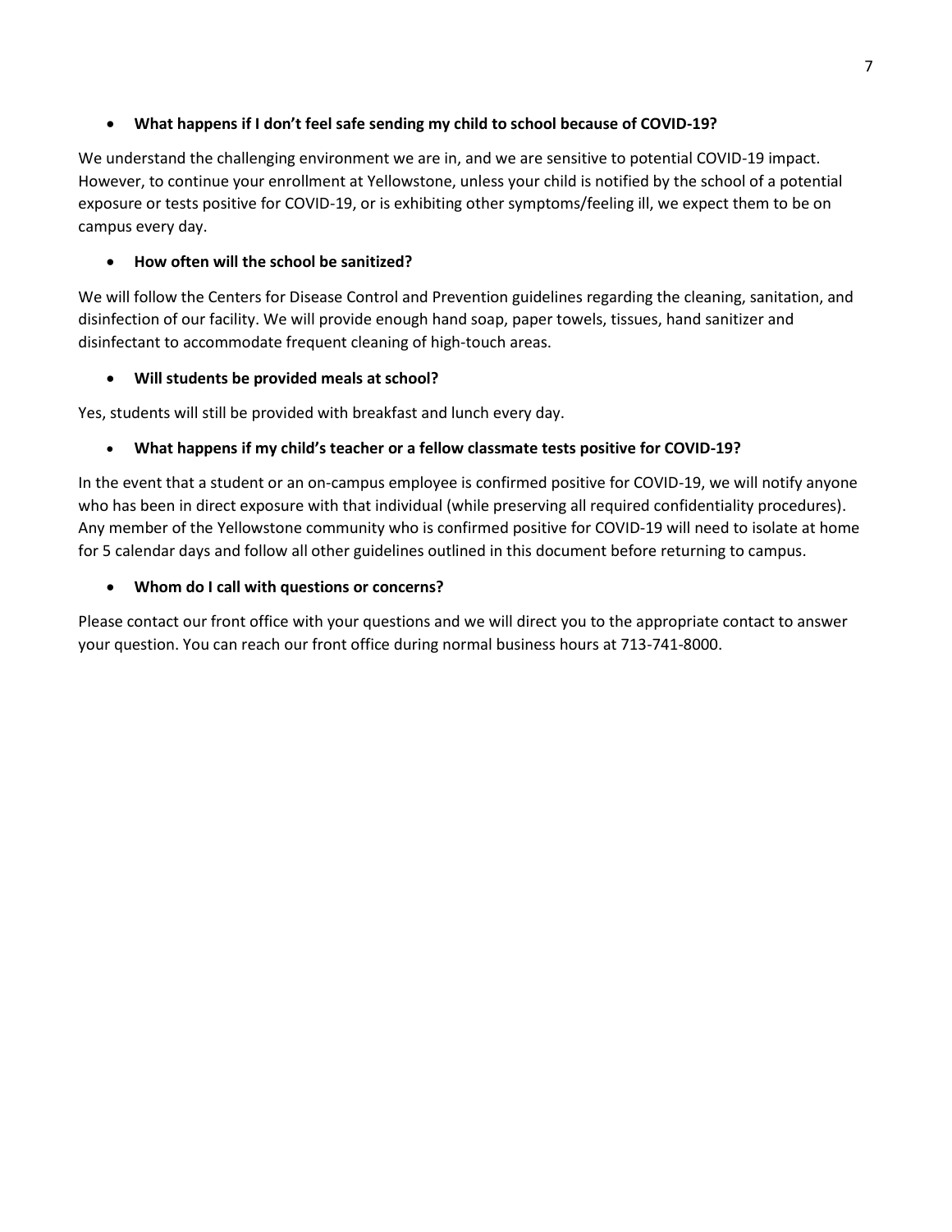- **What happens if I don't feel safe sending my child to school because of COVID-19?**

We understand the challenging environment we are in, and we are sensitive to potential COVID-19 impact. However, to continue your enrollment at Yellowstone, unless your child is notified by the school of a potential exposure or tests positive for COVID-19, or is exhibiting other symptoms/feeling ill, we expect them to be on campus every day.

- **How often will the school be sanitized?**

We will follow the Centers for Disease Control and Prevention guidelines regarding the cleaning, sanitation, and disinfection of our facility. We will provide enough hand soap, paper towels, tissues, hand sanitizer and disinfectant to accommodate frequent cleaning of high-touch areas.

- **Will students be provided meals at school?**

Yes, students will still be provided with breakfast and lunch every day.

- **What happens if my child's teacher or a fellow classmate tests positive for COVID-19?**

In the event that a student or an on-campus employee is confirmed positive for COVID-19, we will notify anyone who has been in direct exposure with that individual (while preserving all required confidentiality procedures). Any member of the Yellowstone community who is confirmed positive for COVID-19 will need to isolate at home for 5 calendar days and follow all other guidelines outlined in this document before returning to campus.

- **Whom do I call with questions or concerns?**

Please contact our front office with your questions and we will direct you to the appropriate contact to answer your question. You can reach our front office during normal business hours at 713-741-8000.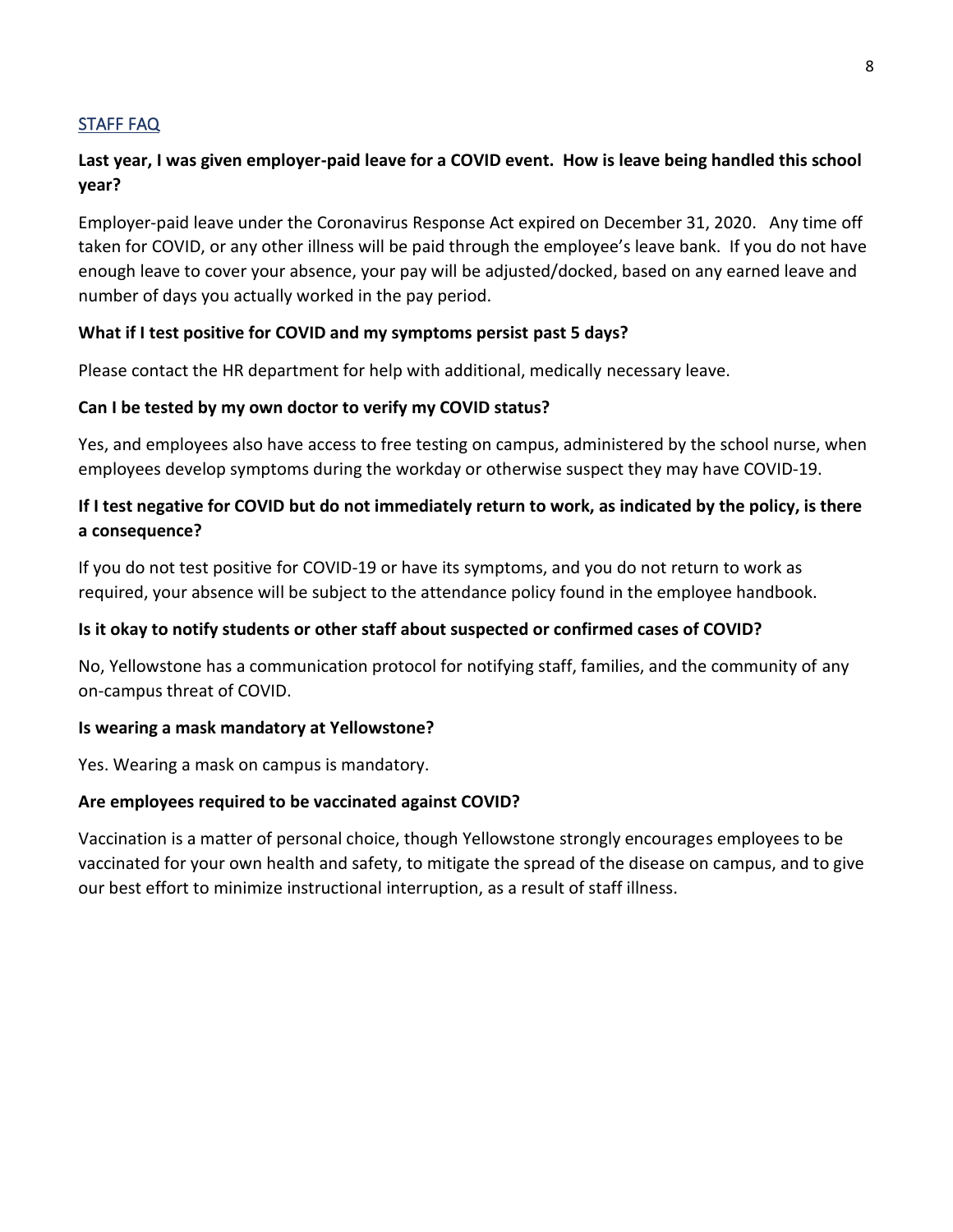## STAFF FAQ

**Last year, I was given employer-paid leave for a COVID event. How is leave being handled this school year?**

Employer-paid leave under the Coronavirus Response Act expired on December 31, 2020. Any time off taken for COVID, or any other illness will be paid through the employee's leave bank. If you do not have enough leave to cover your absence, your pay will be adjusted/docked, based on any earned leave and number of days you actually worked in the pay period.

**What if I test positive for COVID and my symptoms persist past 5 days?**

Please contact the HR department for help with additional, medically necessary leave.

**Can I be tested by my own doctor to verify my COVID status?**

Yes, and employees also have access to free testing on campus, administered by the school nurse, when employees develop symptoms during the workday or otherwise suspect they may have COVID-19.

**If I test negative for COVID but do not immediately return to work, as indicated by the policy, is there a consequence?**

If you do not test positive for COVID-19 or have its symptoms, and you do not return to work as required, your absence will be subject to the attendance policy found in the employee handbook.

**Is it okay to notify students or other staff about suspected or confirmed cases of COVID?**

No, Yellowstone has a communication protocol for notifying staff, families, and the community of any on-campus threat of COVID.

**Is wearing a mask mandatory at Yellowstone?**

Yes. Wearing a mask on campus is mandatory.

**Are employees required to be vaccinated against COVID?**

Vaccination is a matter of personal choice, though Yellowstone strongly encourages employees to be vaccinated for your own health and safety, to mitigate the spread of the disease on campus, and to give our best effort to minimize instructional interruption, as a result of staff illness.